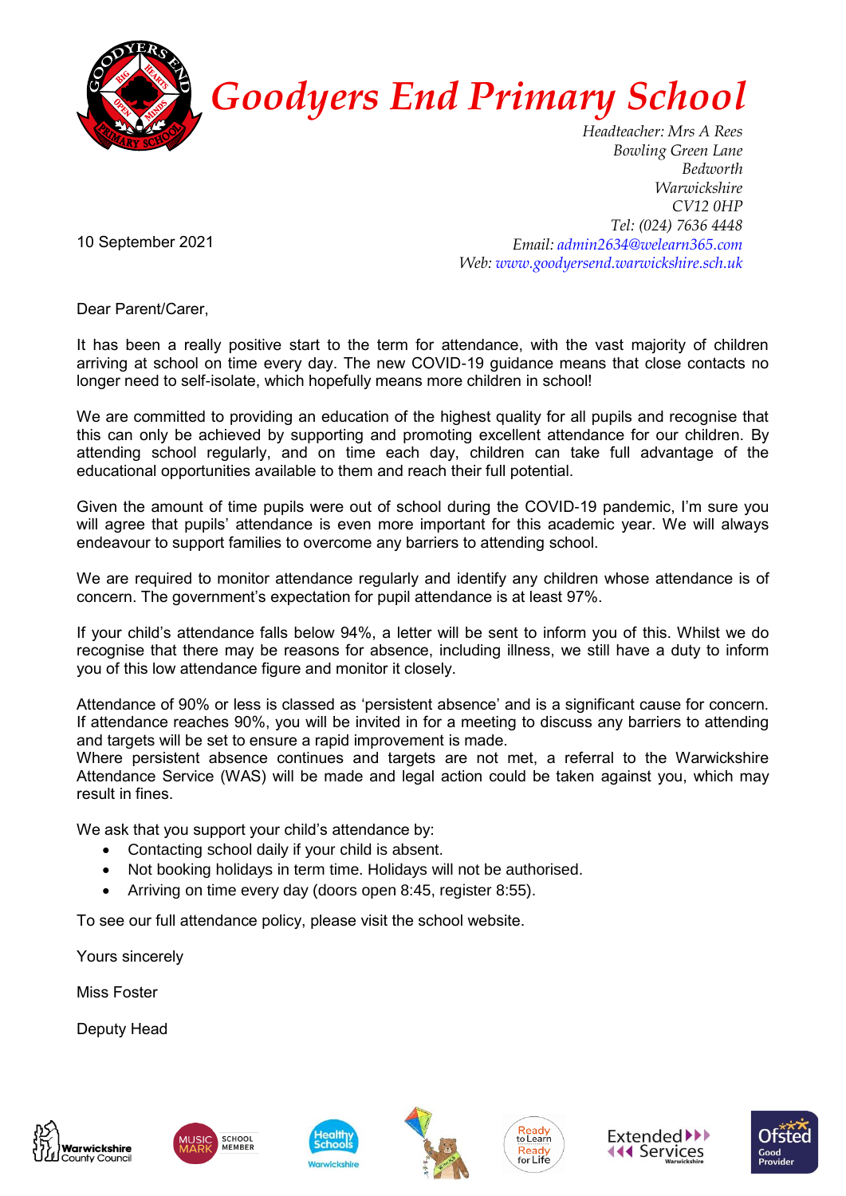# Goodyers End Primary School

*Headteacher: Mrs A Rees*
*Bowling Green Lane*
*Bedworth*
*Warwickshire*
*CV12 0HP*
*Tel: (024) 7636 4448*
*Email: admin2634@welearn365.com*
*Web: www.goodyersend.warwickshire.sch.uk*

10 September 2021

Dear Parent/Carer,

It has been a really positive start to the term for attendance, with the vast majority of children arriving at school on time every day. The new COVID-19 guidance means that close contacts no longer need to self-isolate, which hopefully means more children in school!

We are committed to providing an education of the highest quality for all pupils and recognise that this can only be achieved by supporting and promoting excellent attendance for our children. By attending school regularly, and on time each day, children can take full advantage of the educational opportunities available to them and reach their full potential.

Given the amount of time pupils were out of school during the COVID-19 pandemic, I'm sure you will agree that pupils' attendance is even more important for this academic year. We will always endeavour to support families to overcome any barriers to attending school.

We are required to monitor attendance regularly and identify any children whose attendance is of concern. The government's expectation for pupil attendance is at least 97%.

If your child's attendance falls below 94%, a letter will be sent to inform you of this. Whilst we do recognise that there may be reasons for absence, including illness, we still have a duty to inform you of this low attendance figure and monitor it closely.

Attendance of 90% or less is classed as 'persistent absence' and is a significant cause for concern. If attendance reaches 90%, you will be invited in for a meeting to discuss any barriers to attending and targets will be set to ensure a rapid improvement is made.
Where persistent absence continues and targets are not met, a referral to the Warwickshire Attendance Service (WAS) will be made and legal action could be taken against you, which may result in fines.

We ask that you support your child's attendance by:

- Contacting school daily if your child is absent.
- Not booking holidays in term time. Holidays will not be authorised.
- Arriving on time every day (doors open 8:45, register 8:55).

To see our full attendance policy, please visit the school website.

Yours sincerely

Miss Foster

Deputy Head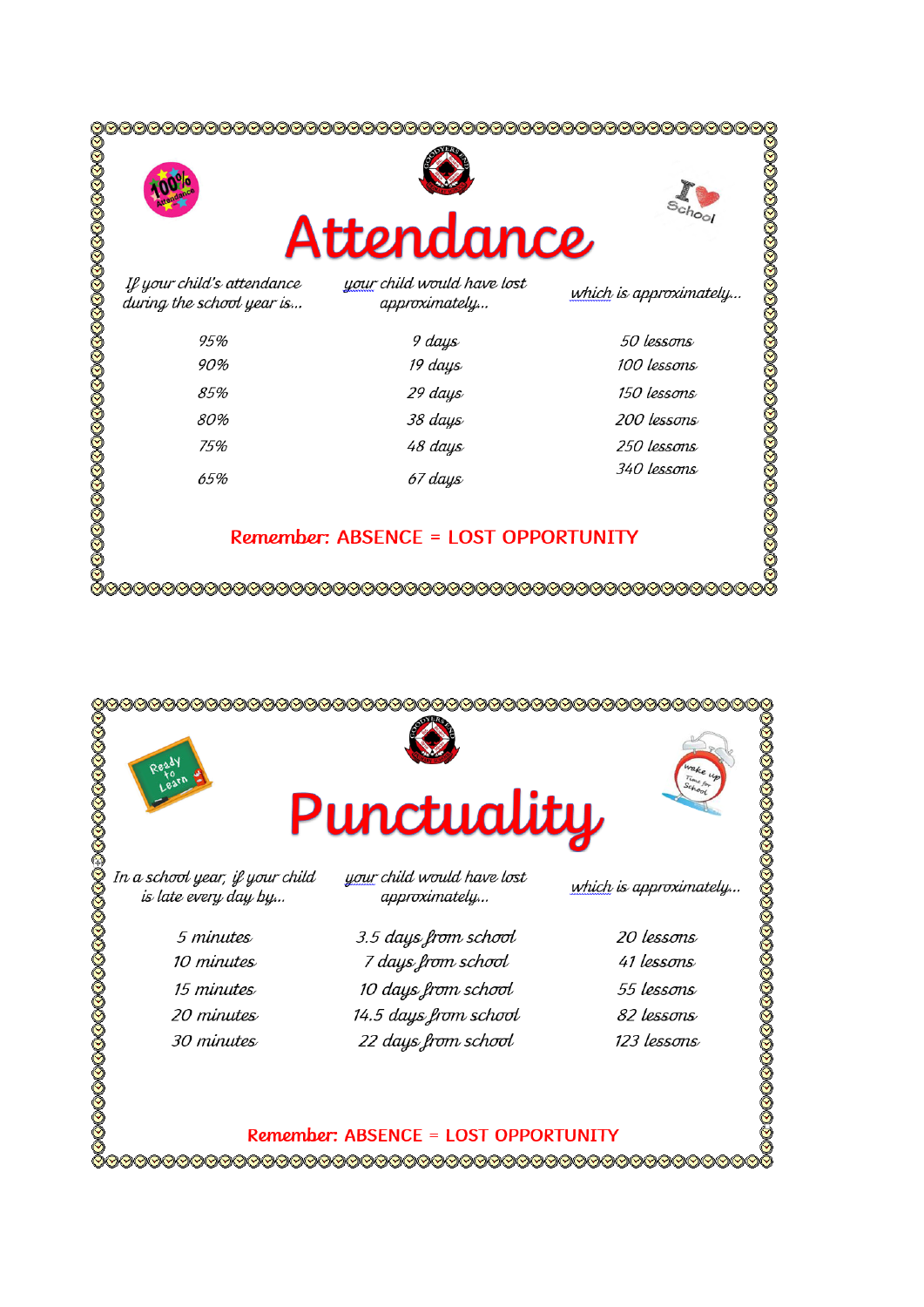# Attendance

| If your child's attendance during the school year is... | your child would have lost approximately... | which is approximately... |
|---|---|---|
| 95% | 9 days | 50 lessons |
| 90% | 19 days | 100 lessons |
| 85% | 29 days | 150 lessons |
| 80% | 38 days | 200 lessons |
| 75% | 48 days | 250 lessons |
| 65% | 67 days | 340 lessons |

**Remember: ABSENCE = LOST OPPORTUNITY**

# Punctuality

| In a school year, if your child is late every day by... | your child would have lost approximately... | which is approximately... |
|---|---|---|
| 5 minutes | 3.5 days from school | 20 lessons |
| 10 minutes | 7 days from school | 41 lessons |
| 15 minutes | 10 days from school | 55 lessons |
| 20 minutes | 14.5 days from school | 82 lessons |
| 30 minutes | 22 days from school | 123 lessons |

**Remember: ABSENCE = LOST OPPORTUNITY**